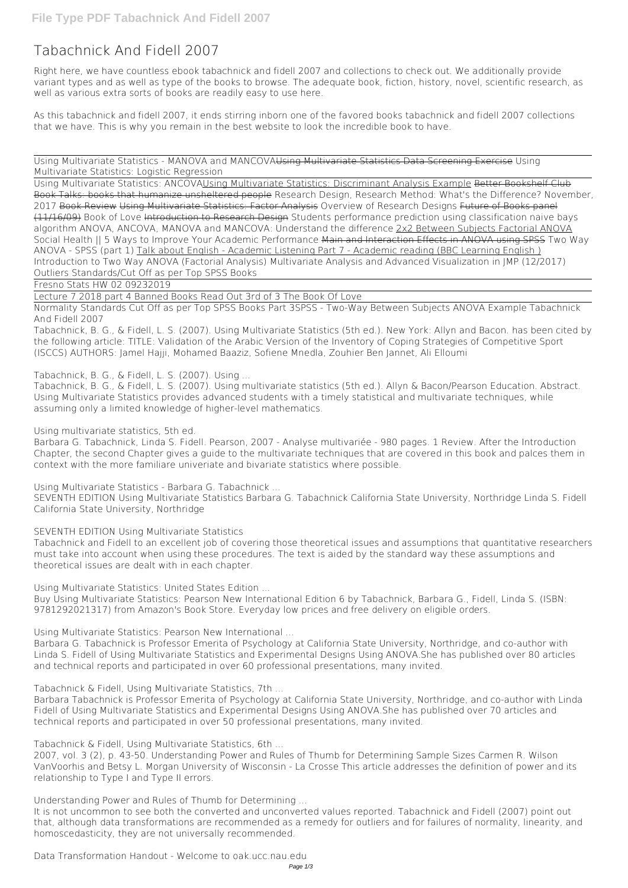# Tabachnick And Fidell 2007

Right here, we have countless ebook tabachnick and fidell 2007 and collections to check out. We additionally provide variant types and as well as type of the books to browse. The adequate book, fiction, history, novel, scientific research, as well as various extra sorts of books are readily easy to use here.

As this tabachnick and fidell 2007, it ends stirring inborn one of the favored books tabachnick and fidell 2007 collections that we have. This is why you remain in the best website to look the incredible book to have.

Using Multivariate Statistics - MANOVA and MANCOVA Using Multivariate Statistics Data Screening Exercise Using Multivariate Statistics: Logistic Regression

Using Multivariate Statistics: ANCOVA Using Multivariate Statistics: Discriminant Analysis Example Better Bookshelf Club Book Talks: books that humanize unsheltered people Research Design, Research Method: What's the Difference? November, 2017 Book Review Using Multivariate Statistics: Factor Analysis Overview of Research Designs Future of Books panel (11/16/09) Book of Love Introduction to Research Design Students performance prediction using classification naive bays algorithm ANOVA, ANCOVA, MANOVA and MANCOVA: Understand the difference 2x2 Between Subjects Factorial ANOVA Social Health || 5 Ways to Improve Your Academic Performance Main and Interaction Effects in ANOVA using SPSS Two Way ANOVA - SPSS (part 1) Talk about English - Academic Listening Part 7 - Academic reading (BBC Learning English ) Introduction to Two Way ANOVA (Factorial Analysis) Multivariate Analysis and Advanced Visualization in JMP (12/2017) Outliers Standards/Cut Off as per Top SPSS Books

Fresno Stats HW 02 09232019

Lecture 7 2018 part 4 Banned Books Read Out 3rd of 3 The Book Of Love

Normality Standards Cut Off as per Top SPSS Books Part 3SPSS - Two-Way Between Subjects ANOVA Example Tabachnick And Fidell 2007

Tabachnick, B. G., & Fidell, L. S. (2007). Using Multivariate Statistics (5th ed.). New York: Allyn and Bacon. has been cited by the following article: TITLE: Validation of the Arabic Version of the Inventory of Coping Strategies of Competitive Sport (ISCCS) AUTHORS: Jamel Hajji, Mohamed Baaziz, Sofiene Mnedla, Zouhier Ben Jannet, Ali Elloumi

Tabachnick, B. G., & Fidell, L. S. (2007). Using ...

Tabachnick, B. G., & Fidell, L. S. (2007). Using multivariate statistics (5th ed.). Allyn & Bacon/Pearson Education. Abstract. Using Multivariate Statistics provides advanced students with a timely statistical and multivariate techniques, while assuming only a limited knowledge of higher-level mathematics.

Using multivariate statistics, 5th ed.

Barbara G. Tabachnick, Linda S. Fidell. Pearson, 2007 - Analyse multivariée - 980 pages. 1 Review. After the Introduction Chapter, the second Chapter gives a guide to the multivariate techniques that are covered in this book and palces them in context with the more familiare univeriate and bivariate statistics where possible.

Using Multivariate Statistics - Barbara G. Tabachnick ...

SEVENTH EDITION Using Multivariate Statistics Barbara G. Tabachnick California State University, Northridge Linda S. Fidell California State University, Northridge

SEVENTH EDITION Using Multivariate Statistics

Tabachnick and Fidell to an excellent job of covering those theoretical issues and assumptions that quantitative researchers must take into account when using these procedures. The text is aided by the standard way these assumptions and theoretical issues are dealt with in each chapter.

Using Multivariate Statistics: United States Edition ...

Buy Using Multivariate Statistics: Pearson New International Edition 6 by Tabachnick, Barbara G., Fidell, Linda S. (ISBN: 9781292021317) from Amazon's Book Store. Everyday low prices and free delivery on eligible orders.

Using Multivariate Statistics: Pearson New International ...

Barbara G. Tabachnick is Professor Emerita of Psychology at California State University, Northridge, and co-author with Linda S. Fidell of Using Multivariate Statistics and Experimental Designs Using ANOVA.She has published over 80 articles and technical reports and participated in over 60 professional presentations, many invited.

Tabachnick & Fidell, Using Multivariate Statistics, 7th ...

Barbara Tabachnick is Professor Emerita of Psychology at California State University, Northridge, and co-author with Linda Fidell of Using Multivariate Statistics and Experimental Designs Using ANOVA.She has published over 70 articles and technical reports and participated in over 50 professional presentations, many invited.

Tabachnick & Fidell, Using Multivariate Statistics, 6th ...

2007, vol. 3 (2), p. 43-50. Understanding Power and Rules of Thumb for Determining Sample Sizes Carmen R. Wilson VanVoorhis and Betsy L. Morgan University of Wisconsin - La Crosse This article addresses the definition of power and its relationship to Type I and Type II errors.

Understanding Power and Rules of Thumb for Determining ...

It is not uncommon to see both the converted and unconverted values reported. Tabachnick and Fidell (2007) point out that, although data transformations are recommended as a remedy for outliers and for failures of normality, linearity, and homoscedasticity, they are not universally recommended.

Data Transformation Handout - Welcome to oak.ucc.nau.edu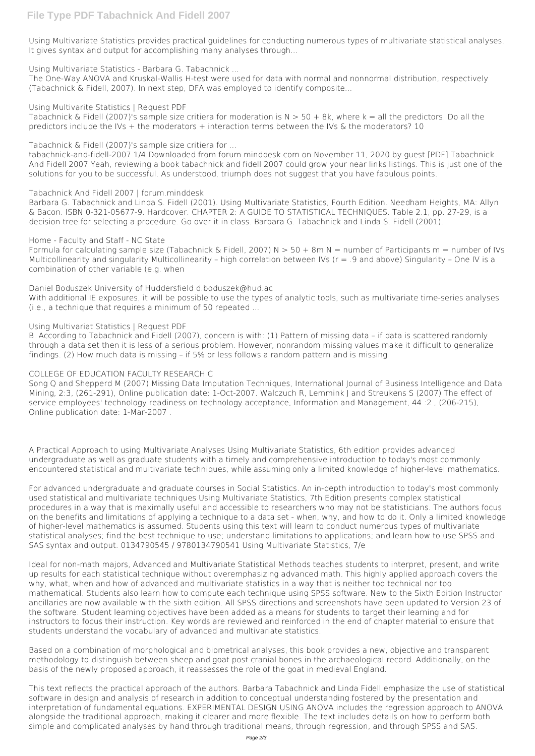Using Multivariate Statistics provides practical guidelines for conducting numerous types of multivariate statistical analyses. It gives syntax and output for accomplishing many analyses through...

**Using Multivariate Statistics - Barbara G. Tabachnick ...**

The One-Way ANOVA and Kruskal-Wallis H-test were used for data with normal and nonnormal distribution, respectively (Tabachnick & Fidell, 2007). In next step, DFA was employed to identify composite...

**Using Multivarite Statistics | Request PDF**

Tabachnick & Fidell (2007)'s sample size critiera for moderation is $N > 50 + 8k$, where $k$ = all the predictors. Do all the predictors include the IVs + the moderators + interaction terms between the IVs & the moderators? 10

**Tabachnick & Fidell (2007)'s sample size critiera for ...**

tabachnick-and-fidell-2007 1/4 Downloaded from forum.minddesk.com on November 11, 2020 by guest [PDF] Tabachnick And Fidell 2007 Yeah, reviewing a book tabachnick and fidell 2007 could grow your near links listings. This is just one of the solutions for you to be successful. As understood, triumph does not suggest that you have fabulous points.

**Tabachnick And Fidell 2007 | forum.minddesk**

Barbara G. Tabachnick and Linda S. Fidell (2001). Using Multivariate Statistics, Fourth Edition. Needham Heights, MA: Allyn & Bacon. ISBN 0-321-05677-9. Hardcover. CHAPTER 2: A GUIDE TO STATISTICAL TECHNIQUES. Table 2.1, pp. 27-29, is a decision tree for selecting a procedure. Go over it in class. Barbara G. Tabachnick and Linda S. Fidell (2001).

**Home - Faculty and Staff - NC State**

Formula for calculating sample size (Tabachnick & Fidell, 2007) $N > 50 + 8m$ N = number of Participants m = number of IVs Multicollinearity and singularity Multicollinearity – high correlation between IVs ($r = .9$ and above) Singularity – One IV is a combination of other variable (e.g. when

**Daniel Boduszek University of Huddersfield d.boduszek@hud.ac**

With additional IE exposures, it will be possible to use the types of analytic tools, such as multivariate time-series analyses (i.e., a technique that requires a minimum of 50 repeated ...

**Using Multivariat Statistics | Request PDF**

B. According to Tabachnick and Fidell (2007), concern is with: (1) Pattern of missing data – if data is scattered randomly through a data set then it is less of a serious problem. However, nonrandom missing values make it difficult to generalize findings. (2) How much data is missing – if 5% or less follows a random pattern and is missing

**COLLEGE OF EDUCATION FACULTY RESEARCH C**

Song Q and Shepperd M (2007) Missing Data Imputation Techniques, International Journal of Business Intelligence and Data Mining, 2:3, (261-291), Online publication date: 1-Oct-2007. Walczuch R, Lemmink J and Streukens S (2007) The effect of service employees' technology readiness on technology acceptance, Information and Management, 44 :2 , (206-215), Online publication date: 1-Mar-2007 .

A Practical Approach to using Multivariate Analyses Using Multivariate Statistics, 6th edition provides advanced undergraduate as well as graduate students with a timely and comprehensive introduction to today's most commonly encountered statistical and multivariate techniques, while assuming only a limited knowledge of higher-level mathematics.

For advanced undergraduate and graduate courses in Social Statistics. An in-depth introduction to today's most commonly used statistical and multivariate techniques Using Multivariate Statistics, 7th Edition presents complex statistical procedures in a way that is maximally useful and accessible to researchers who may not be statisticians. The authors focus on the benefits and limitations of applying a technique to a data set - when, why, and how to do it. Only a limited knowledge of higher-level mathematics is assumed. Students using this text will learn to conduct numerous types of multivariate statistical analyses; find the best technique to use; understand limitations to applications; and learn how to use SPSS and SAS syntax and output. 0134790545 / 9780134790541 Using Multivariate Statistics, 7/e

Ideal for non-math majors, Advanced and Multivariate Statistical Methods teaches students to interpret, present, and write up results for each statistical technique without overemphasizing advanced math. This highly applied approach covers the why, what, when and how of advanced and multivariate statistics in a way that is neither too technical nor too mathematical. Students also learn how to compute each technique using SPSS software. New to the Sixth Edition Instructor ancillaries are now available with the sixth edition. All SPSS directions and screenshots have been updated to Version 23 of the software. Student learning objectives have been added as a means for students to target their learning and for instructors to focus their instruction. Key words are reviewed and reinforced in the end of chapter material to ensure that students understand the vocabulary of advanced and multivariate statistics.

Based on a combination of morphological and biometrical analyses, this book provides a new, objective and transparent methodology to distinguish between sheep and goat post cranial bones in the archaeological record. Additionally, on the basis of the newly proposed approach, it reassesses the role of the goat in medieval England.

This text reflects the practical approach of the authors. Barbara Tabachnick and Linda Fidell emphasize the use of statistical software in design and analysis of research in addition to conceptual understanding fostered by the presentation and interpretation of fundamental equations. EXPERIMENTAL DESIGN USING ANOVA includes the regression approach to ANOVA alongside the traditional approach, making it clearer and more flexible. The text includes details on how to perform both simple and complicated analyses by hand through traditional means, through regression, and through SPSS and SAS.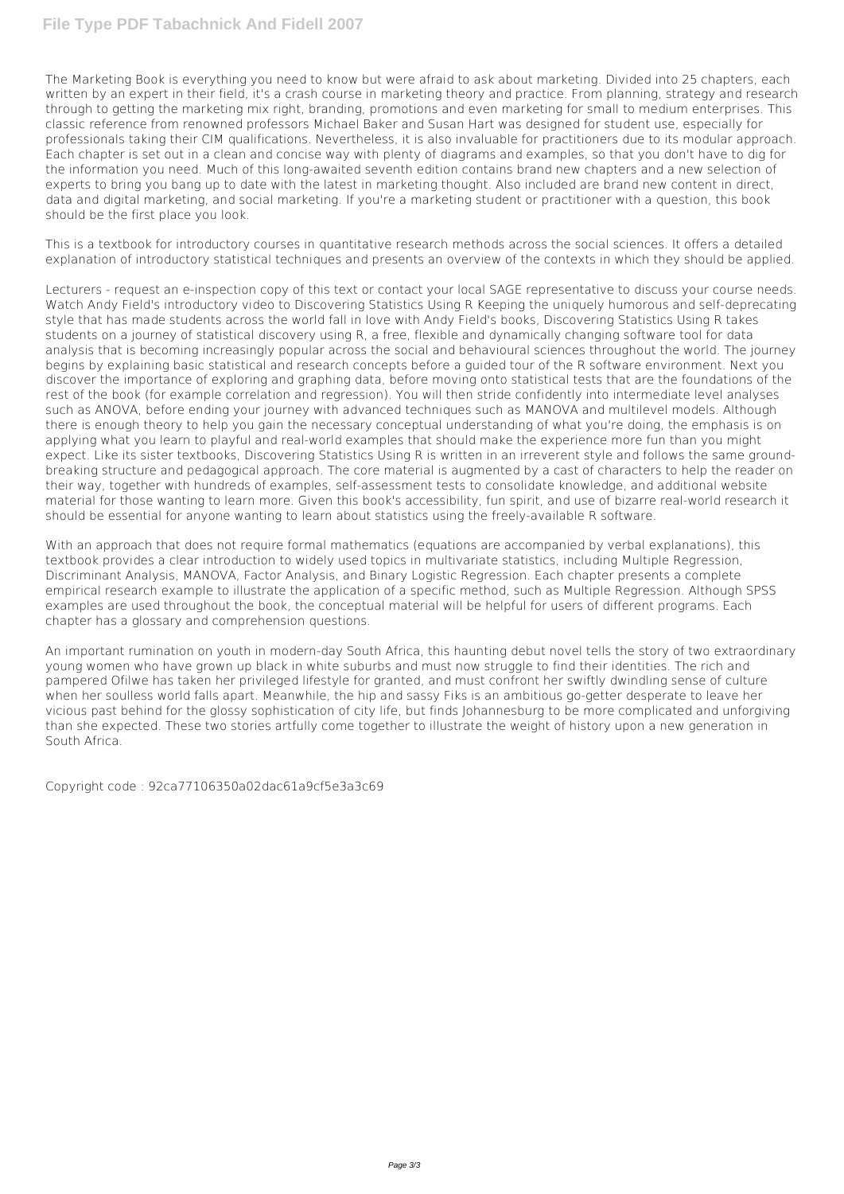The Marketing Book is everything you need to know but were afraid to ask about marketing. Divided into 25 chapters, each written by an expert in their field, it's a crash course in marketing theory and practice. From planning, strategy and research through to getting the marketing mix right, branding, promotions and even marketing for small to medium enterprises. This classic reference from renowned professors Michael Baker and Susan Hart was designed for student use, especially for professionals taking their CIM qualifications. Nevertheless, it is also invaluable for practitioners due to its modular approach. Each chapter is set out in a clean and concise way with plenty of diagrams and examples, so that you don't have to dig for the information you need. Much of this long-awaited seventh edition contains brand new chapters and a new selection of experts to bring you bang up to date with the latest in marketing thought. Also included are brand new content in direct, data and digital marketing, and social marketing. If you're a marketing student or practitioner with a question, this book should be the first place you look.

This is a textbook for introductory courses in quantitative research methods across the social sciences. It offers a detailed explanation of introductory statistical techniques and presents an overview of the contexts in which they should be applied.

Lecturers - request an e-inspection copy of this text or contact your local SAGE representative to discuss your course needs. Watch Andy Field's introductory video to Discovering Statistics Using R Keeping the uniquely humorous and self-deprecating style that has made students across the world fall in love with Andy Field's books, Discovering Statistics Using R takes students on a journey of statistical discovery using R, a free, flexible and dynamically changing software tool for data analysis that is becoming increasingly popular across the social and behavioural sciences throughout the world. The journey begins by explaining basic statistical and research concepts before a guided tour of the R software environment. Next you discover the importance of exploring and graphing data, before moving onto statistical tests that are the foundations of the rest of the book (for example correlation and regression). You will then stride confidently into intermediate level analyses such as ANOVA, before ending your journey with advanced techniques such as MANOVA and multilevel models. Although there is enough theory to help you gain the necessary conceptual understanding of what you're doing, the emphasis is on applying what you learn to playful and real-world examples that should make the experience more fun than you might expect. Like its sister textbooks, Discovering Statistics Using R is written in an irreverent style and follows the same ground-breaking structure and pedagogical approach. The core material is augmented by a cast of characters to help the reader on their way, together with hundreds of examples, self-assessment tests to consolidate knowledge, and additional website material for those wanting to learn more. Given this book's accessibility, fun spirit, and use of bizarre real-world research it should be essential for anyone wanting to learn about statistics using the freely-available R software.

With an approach that does not require formal mathematics (equations are accompanied by verbal explanations), this textbook provides a clear introduction to widely used topics in multivariate statistics, including Multiple Regression, Discriminant Analysis, MANOVA, Factor Analysis, and Binary Logistic Regression. Each chapter presents a complete empirical research example to illustrate the application of a specific method, such as Multiple Regression. Although SPSS examples are used throughout the book, the conceptual material will be helpful for users of different programs. Each chapter has a glossary and comprehension questions.

An important rumination on youth in modern-day South Africa, this haunting debut novel tells the story of two extraordinary young women who have grown up black in white suburbs and must now struggle to find their identities. The rich and pampered Ofilwe has taken her privileged lifestyle for granted, and must confront her swiftly dwindling sense of culture when her soulless world falls apart. Meanwhile, the hip and sassy Fiks is an ambitious go-getter desperate to leave her vicious past behind for the glossy sophistication of city life, but finds Johannesburg to be more complicated and unforgiving than she expected. These two stories artfully come together to illustrate the weight of history upon a new generation in South Africa.

Copyright code : 92ca77106350a02dac61a9cf5e3a3c69